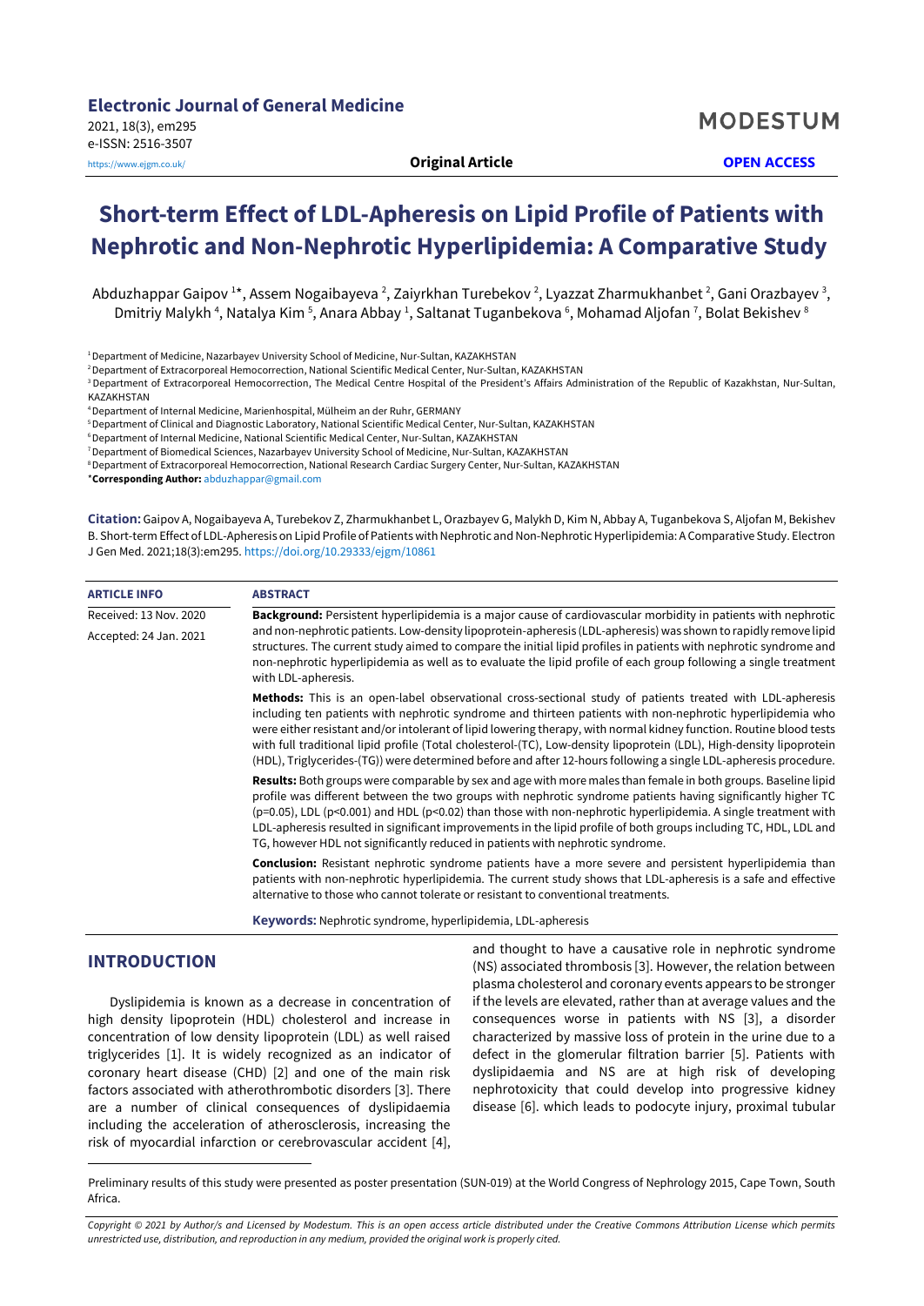Electronic Journal of General Medicine

2021, 18(3), em295

e-ISSN: 2516-3507

https://www.ejgm.co.uk/

**Original Article**

**OPEN ACCESS**

# Short-term Effect of LDL-Apheresis on Lipid Profile of Patients with Nephrotic and Non-Nephrotic Hyperlipidemia: A Comparative Study

Abduzhappar Gaipov [1]*, Assem Nogaibayeva [2], Zaiyrkhan Turebekov [2], Lyazzat Zharmukhanbet [2], Gani Orazbayev [3], Dmitriy Malykh [4], Natalya Kim [5], Anara Abbay [1], Saltanat Tuganbekova [6], Mohamad Aljofan [7], Bolat Bekishev [8]

[1] Department of Medicine, Nazarbayev University School of Medicine, Nur-Sultan, KAZAKHSTAN

[2] Department of Extracorporeal Hemocorrection, National Scientific Medical Center, Nur-Sultan, KAZAKHSTAN

[3] Department of Extracorporeal Hemocorrection, The Medical Centre Hospital of the President's Affairs Administration of the Republic of Kazakhstan, Nur-Sultan, KAZAKHSTAN

[4] Department of Internal Medicine, Marienhospital, Mülheim an der Ruhr, GERMANY

[5] Department of Clinical and Diagnostic Laboratory, National Scientific Medical Center, Nur-Sultan, KAZAKHSTAN

[6] Department of Internal Medicine, National Scientific Medical Center, Nur-Sultan, KAZAKHSTAN

[7] Department of Biomedical Sciences, Nazarbayev University School of Medicine, Nur-Sultan, KAZAKHSTAN

[8] Department of Extracorporeal Hemocorrection, National Research Cardiac Surgery Center, Nur-Sultan, KAZAKHSTAN

*__Corresponding Author:__ abduzhappar@gmail.com

**Citation:** Gaipov A, Nogaibayeva A, Turebekov Z, Zharmukhanbet L, Orazbayev G, Malykh D, Kim N, Abbay A, Tuganbekova S, Aljofan M, Bekishev B. Short-term Effect of LDL-Apheresis on Lipid Profile of Patients with Nephrotic and Non-Nephrotic Hyperlipidemia: A Comparative Study. Electron J Gen Med. 2021;18(3):em295. https://doi.org/10.29333/ejgm/10861

**ARTICLE INFO**

Received: 13 Nov. 2020

Accepted: 24 Jan. 2021

**ABSTRACT**

**Background:** Persistent hyperlipidemia is a major cause of cardiovascular morbidity in patients with nephrotic and non-nephrotic patients. Low-density lipoprotein-apheresis (LDL-apheresis) was shown to rapidly remove lipid structures. The current study aimed to compare the initial lipid profiles in patients with nephrotic syndrome and non-nephrotic hyperlipidemia as well as to evaluate the lipid profile of each group following a single treatment with LDL-apheresis.

**Methods:** This is an open-label observational cross-sectional study of patients treated with LDL-apheresis including ten patients with nephrotic syndrome and thirteen patients with non-nephrotic hyperlipidemia who were either resistant and/or intolerant of lipid lowering therapy, with normal kidney function. Routine blood tests with full traditional lipid profile (Total cholesterol-(TC), Low-density lipoprotein (LDL), High-density lipoprotein (HDL), Triglycerides-(TG)) were determined before and after 12-hours following a single LDL-apheresis procedure.

**Results:** Both groups were comparable by sex and age with more males than female in both groups. Baseline lipid profile was different between the two groups with nephrotic syndrome patients having significantly higher TC ($p=0.05$), LDL ($p<0.001$) and HDL ($p<0.02$) than those with non-nephrotic hyperlipidemia. A single treatment with LDL-apheresis resulted in significant improvements in the lipid profile of both groups including TC, HDL, LDL and TG, however HDL not significantly reduced in patients with nephrotic syndrome.

**Conclusion:** Resistant nephrotic syndrome patients have a more severe and persistent hyperlipidemia than patients with non-nephrotic hyperlipidemia. The current study shows that LDL-apheresis is a safe and effective alternative to those who cannot tolerate or resistant to conventional treatments.

**Keywords:** Nephrotic syndrome, hyperlipidemia, LDL-apheresis

## INTRODUCTION

Dyslipidemia is known as a decrease in concentration of high density lipoprotein (HDL) cholesterol and increase in concentration of low density lipoprotein (LDL) as well raised triglycerides [1]. It is widely recognized as an indicator of coronary heart disease (CHD) [2] and one of the main risk factors associated with atherothrombotic disorders [3]. There are a number of clinical consequences of dyslipidaemia including the acceleration of atherosclerosis, increasing the risk of myocardial infarction or cerebrovascular accident [4], and thought to have a causative role in nephrotic syndrome (NS) associated thrombosis [3]. However, the relation between plasma cholesterol and coronary events appears to be stronger if the levels are elevated, rather than at average values and the consequences worse in patients with NS [3], a disorder characterized by massive loss of protein in the urine due to a defect in the glomerular filtration barrier [5]. Patients with dyslipidaemia and NS are at high risk of developing nephrotoxicity that could develop into progressive kidney disease [6]. which leads to podocyte injury, proximal tubular

Preliminary results of this study were presented as poster presentation (SUN-019) at the World Congress of Nephrology 2015, Cape Town, South Africa.

*Copyright © 2021 by Author/s and Licensed by Modestum. This is an open access article distributed under the Creative Commons Attribution License which permits unrestricted use, distribution, and reproduction in any medium, provided the original work is properly cited.*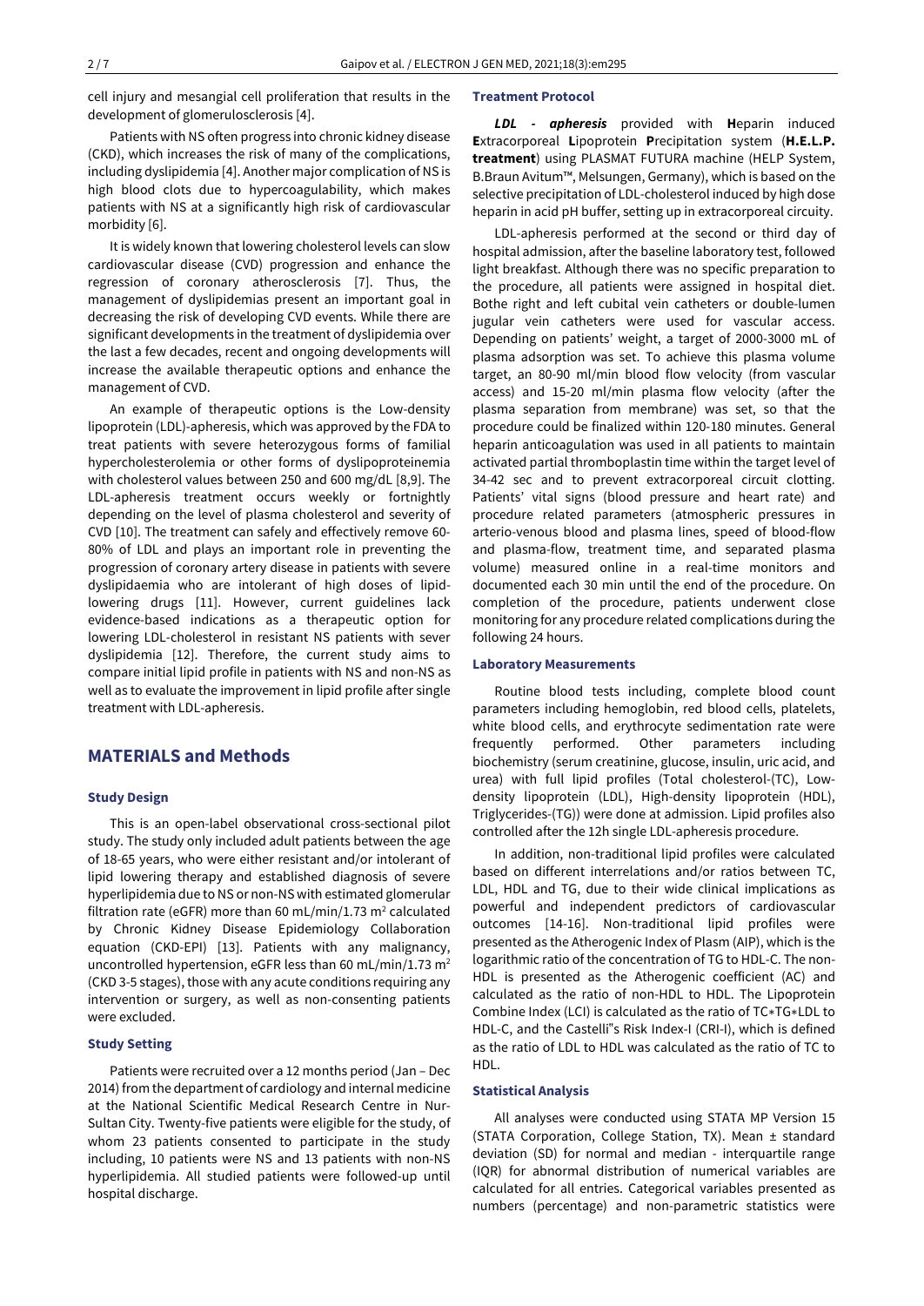cell injury and mesangial cell proliferation that results in the development of glomerulosclerosis [4].

Patients with NS often progress into chronic kidney disease (CKD), which increases the risk of many of the complications, including dyslipidemia [4]. Another major complication of NS is high blood clots due to hypercoagulability, which makes patients with NS at a significantly high risk of cardiovascular morbidity [6].

It is widely known that lowering cholesterol levels can slow cardiovascular disease (CVD) progression and enhance the regression of coronary atherosclerosis [7]. Thus, the management of dyslipidemias present an important goal in decreasing the risk of developing CVD events. While there are significant developments in the treatment of dyslipidemia over the last a few decades, recent and ongoing developments will increase the available therapeutic options and enhance the management of CVD.

An example of therapeutic options is the Low-density lipoprotein (LDL)-apheresis, which was approved by the FDA to treat patients with severe heterozygous forms of familial hypercholesterolemia or other forms of dyslipoproteinemia with cholesterol values between 250 and 600 mg/dL [8,9]. The LDL-apheresis treatment occurs weekly or fortnightly depending on the level of plasma cholesterol and severity of CVD [10]. The treatment can safely and effectively remove 60-80% of LDL and plays an important role in preventing the progression of coronary artery disease in patients with severe dyslipidaemia who are intolerant of high doses of lipid-lowering drugs [11]. However, current guidelines lack evidence-based indications as a therapeutic option for lowering LDL-cholesterol in resistant NS patients with sever dyslipidemia [12]. Therefore, the current study aims to compare initial lipid profile in patients with NS and non-NS as well as to evaluate the improvement in lipid profile after single treatment with LDL-apheresis.

## MATERIALS and Methods

### Study Design

This is an open-label observational cross-sectional pilot study. The study only included adult patients between the age of 18-65 years, who were either resistant and/or intolerant of lipid lowering therapy and established diagnosis of severe hyperlipidemia due to NS or non-NS with estimated glomerular filtration rate (eGFR) more than 60 mL/min/1.73 m$^2$ calculated by Chronic Kidney Disease Epidemiology Collaboration equation (CKD-EPI) [13]. Patients with any malignancy, uncontrolled hypertension, eGFR less than 60 mL/min/1.73 m$^2$ (CKD 3-5 stages), those with any acute conditions requiring any intervention or surgery, as well as non-consenting patients were excluded.

### Study Setting

Patients were recruited over a 12 months period (Jan – Dec 2014) from the department of cardiology and internal medicine at the National Scientific Medical Research Centre in Nur-Sultan City. Twenty-five patients were eligible for the study, of whom 23 patients consented to participate in the study including, 10 patients were NS and 13 patients with non-NS hyperlipidemia. All studied patients were followed-up until hospital discharge.

### Treatment Protocol

***LDL - apheresis*** provided with **H**eparin induced **E**xtracorporeal **L**ipoprotein **P**recipitation system (**H.E.L.P. treatment**) using PLASMAT FUTURA machine (HELP System, B.Braun Avitum™, Melsungen, Germany), which is based on the selective precipitation of LDL-cholesterol induced by high dose heparin in acid pH buffer, setting up in extracorporeal circuity.

LDL-apheresis performed at the second or third day of hospital admission, after the baseline laboratory test, followed light breakfast. Although there was no specific preparation to the procedure, all patients were assigned in hospital diet. Bothe right and left cubital vein catheters or double-lumen jugular vein catheters were used for vascular access. Depending on patients' weight, a target of 2000-3000 mL of plasma adsorption was set. To achieve this plasma volume target, an 80-90 ml/min blood flow velocity (from vascular access) and 15-20 ml/min plasma flow velocity (after the plasma separation from membrane) was set, so that the procedure could be finalized within 120-180 minutes. General heparin anticoagulation was used in all patients to maintain activated partial thromboplastin time within the target level of 34-42 sec and to prevent extracorporeal circuit clotting. Patients' vital signs (blood pressure and heart rate) and procedure related parameters (atmospheric pressures in arterio-venous blood and plasma lines, speed of blood-flow and plasma-flow, treatment time, and separated plasma volume) measured online in a real-time monitors and documented each 30 min until the end of the procedure. On completion of the procedure, patients underwent close monitoring for any procedure related complications during the following 24 hours.

### Laboratory Measurements

Routine blood tests including, complete blood count parameters including hemoglobin, red blood cells, platelets, white blood cells, and erythrocyte sedimentation rate were frequently performed. Other parameters including biochemistry (serum creatinine, glucose, insulin, uric acid, and urea) with full lipid profiles (Total cholesterol-(TC), Low-density lipoprotein (LDL), High-density lipoprotein (HDL), Triglycerides-(TG)) were done at admission. Lipid profiles also controlled after the 12h single LDL-apheresis procedure.

In addition, non-traditional lipid profiles were calculated based on different interrelations and/or ratios between TC, LDL, HDL and TG, due to their wide clinical implications as powerful and independent predictors of cardiovascular outcomes [14-16]. Non-traditional lipid profiles were presented as the Atherogenic Index of Plasm (AIP), which is the logarithmic ratio of the concentration of TG to HDL-C. The non-HDL is presented as the Atherogenic coefficient (AC) and calculated as the ratio of non-HDL to HDL. The Lipoprotein Combine Index (LCI) is calculated as the ratio of TC∗TG∗LDL to HDL-C, and the Castelli"s Risk Index-I (CRI-I), which is defined as the ratio of LDL to HDL was calculated as the ratio of TC to HDL.

### Statistical Analysis

All analyses were conducted using STATA MP Version 15 (STATA Corporation, College Station, TX). Mean ± standard deviation (SD) for normal and median - interquartile range (IQR) for abnormal distribution of numerical variables are calculated for all entries. Categorical variables presented as numbers (percentage) and non-parametric statistics were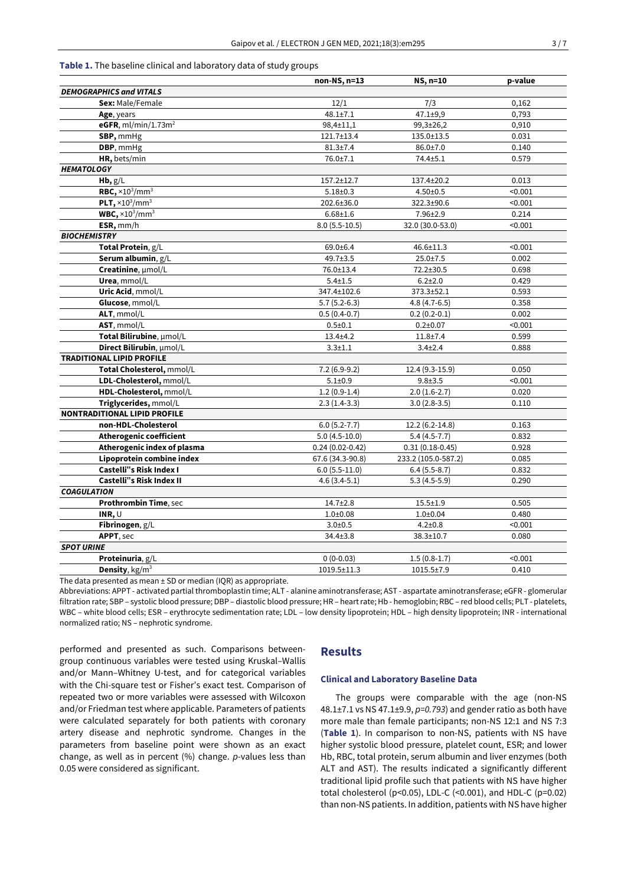**Table 1.** The baseline clinical and laboratory data of study groups

| | non-NS, n=13 | NS, n=10 | p-value |
|---|---|---|---|
| ***DEMOGRAPHICS and VITALS*** | | | |
| **Sex:** Male/Female | 12/1 | 7/3 | 0,162 |
| **Age**, years | 48.1±7.1 | 47.1±9,9 | 0,793 |
| **eGFR**, ml/min/1.73m$^2$ | 98,4±11,1 | 99,3±26,2 | 0,910 |
| **SBP,** mmHg | 121.7±13.4 | 135.0±13.5 | 0.031 |
| **DBP**, mmHg | 81.3±7.4 | 86.0±7.0 | 0.140 |
| **HR,** bets/min | 76.0±7.1 | 74.4±5.1 | 0.579 |
| ***HEMATOLOGY*** | | | |
| **Hb,** g/L | 157.2±12.7 | 137.4±20.2 | 0.013 |
| **RBC,** $\times10^3$/mm$^3$ | 5.18±0.3 | 4.50±0.5 | <0.001 |
| **PLT,** $\times10^3$/mm$^3$ | 202.6±36.0 | 322.3±90.6 | <0.001 |
| **WBC,** $\times10^3$/mm$^3$ | 6.68±1.6 | 7.96±2.9 | 0.214 |
| **ESR,** mm/h | 8.0 (5.5-10.5) | 32.0 (30.0-53.0) | <0.001 |
| ***BIOCHEMISTRY*** | | | |
| **Total Protein**, g/L | 69.0±6.4 | 46.6±11.3 | <0.001 |
| **Serum albumin**, g/L | 49.7±3.5 | 25.0±7.5 | 0.002 |
| **Creatinine**, μmol/L | 76.0±13.4 | 72.2±30.5 | 0.698 |
| **Urea**, mmol/L | 5.4±1.5 | 6.2±2.0 | 0.429 |
| **Uric Acid**, mmol/L | 347.4±102.6 | 373.3±52.1 | 0.593 |
| **Glucose**, mmol/L | 5.7 (5.2-6.3) | 4.8 (4.7-6.5) | 0.358 |
| **ALT**, mmol/L | 0.5 (0.4-0.7) | 0.2 (0.2-0.1) | 0.002 |
| **AST**, mmol/L | 0.5±0.1 | 0.2±0.07 | <0.001 |
| **Total Bilirubine**, μmol/L | 13.4±4.2 | 11.8±7.4 | 0.599 |
| **Direct Bilirubin**, μmol/L | 3.3±1.1 | 3.4±2.4 | 0.888 |
| **TRADITIONAL LIPID PROFILE** | | | |
| **Total Cholesterol,** mmol/L | 7.2 (6.9-9.2) | 12.4 (9.3-15.9) | 0.050 |
| **LDL-Cholesterol,** mmol/L | 5.1±0.9 | 9.8±3.5 | <0.001 |
| **HDL-Cholesterol,** mmol/L | 1.2 (0.9-1.4) | 2.0 (1.6-2.7) | 0.020 |
| **Triglycerides,** mmol/L | 2.3 (1.4-3.3) | 3.0 (2.8-3.5) | 0.110 |
| **NONTRADITIONAL LIPID PROFILE** | | | |
| **non-HDL-Cholesterol** | 6.0 (5.2-7.7) | 12.2 (6.2-14.8) | 0.163 |
| **Atherogenic coefficient** | 5.0 (4.5-10.0) | 5.4 (4.5-7.7) | 0.832 |
| **Atherogenic index of plasma** | 0.24 (0.02-0.42) | 0.31 (0.18-0.45) | 0.928 |
| **Lipoprotein combine index** | 67.6 (34.3-90.8) | 233.2 (105.0-587.2) | 0.085 |
| **Castelli"s Risk Index I** | 6.0 (5.5-11.0) | 6.4 (5.5-8.7) | 0.832 |
| **Castelli"s Risk Index II** | 4.6 (3.4-5.1) | 5.3 (4.5-5.9) | 0.290 |
| ***COAGULATION*** | | | |
| **Prothrombin Time**, sec | 14.7±2.8 | 15.5±1.9 | 0.505 |
| **INR,** U | 1.0±0.08 | 1.0±0.04 | 0.480 |
| **Fibrinogen**, g/L | 3.0±0.5 | 4.2±0.8 | <0.001 |
| **APPT**, sec | 34.4±3.8 | 38.3±10.7 | 0.080 |
| ***SPOT URINE*** | | | |
| **Proteinuria**, g/L | 0 (0-0.03) | 1.5 (0.8-1.7) | <0.001 |
| **Density**, kg/m$^3$ | 1019.5±11.3 | 1015.5±7.9 | 0.410 |

The data presented as mean ± SD or median (IQR) as appropriate.

Abbreviations: APPT - activated partial thromboplastin time; ALT - alanine aminotransferase; AST - aspartate aminotransferase; eGFR - glomerular filtration rate; SBP – systolic blood pressure; DBP – diastolic blood pressure; HR – heart rate; Hb - hemoglobin; RBC – red blood cells; PLT - platelets, WBC – white blood cells; ESR – erythrocyte sedimentation rate; LDL – low density lipoprotein; HDL – high density lipoprotein; INR - international normalized ratio; NS – nephrotic syndrome.

performed and presented as such. Comparisons between-group continuous variables were tested using Kruskal–Wallis and/or Mann–Whitney U-test, and for categorical variables with the Chi-square test or Fisher's exact test. Comparison of repeated two or more variables were assessed with Wilcoxon and/or Friedman test where applicable. Parameters of patients were calculated separately for both patients with coronary artery disease and nephrotic syndrome. Changes in the parameters from baseline point were shown as an exact change, as well as in percent (%) change. *p*-values less than 0.05 were considered as significant.

## Results

### Clinical and Laboratory Baseline Data

The groups were comparable with the age (non-NS 48.1±7.1 vs NS 47.1±9.9, *p=0.793*) and gender ratio as both have more male than female participants; non-NS 12:1 and NS 7:3 (**Table 1**). In comparison to non-NS, patients with NS have higher systolic blood pressure, platelet count, ESR; and lower Hb, RBC, total protein, serum albumin and liver enzymes (both ALT and AST). The results indicated a significantly different traditional lipid profile such that patients with NS have higher total cholesterol ($p<0.05$), LDL-C (<0.001), and HDL-C ($p=0.02$) than non-NS patients. In addition, patients with NS have higher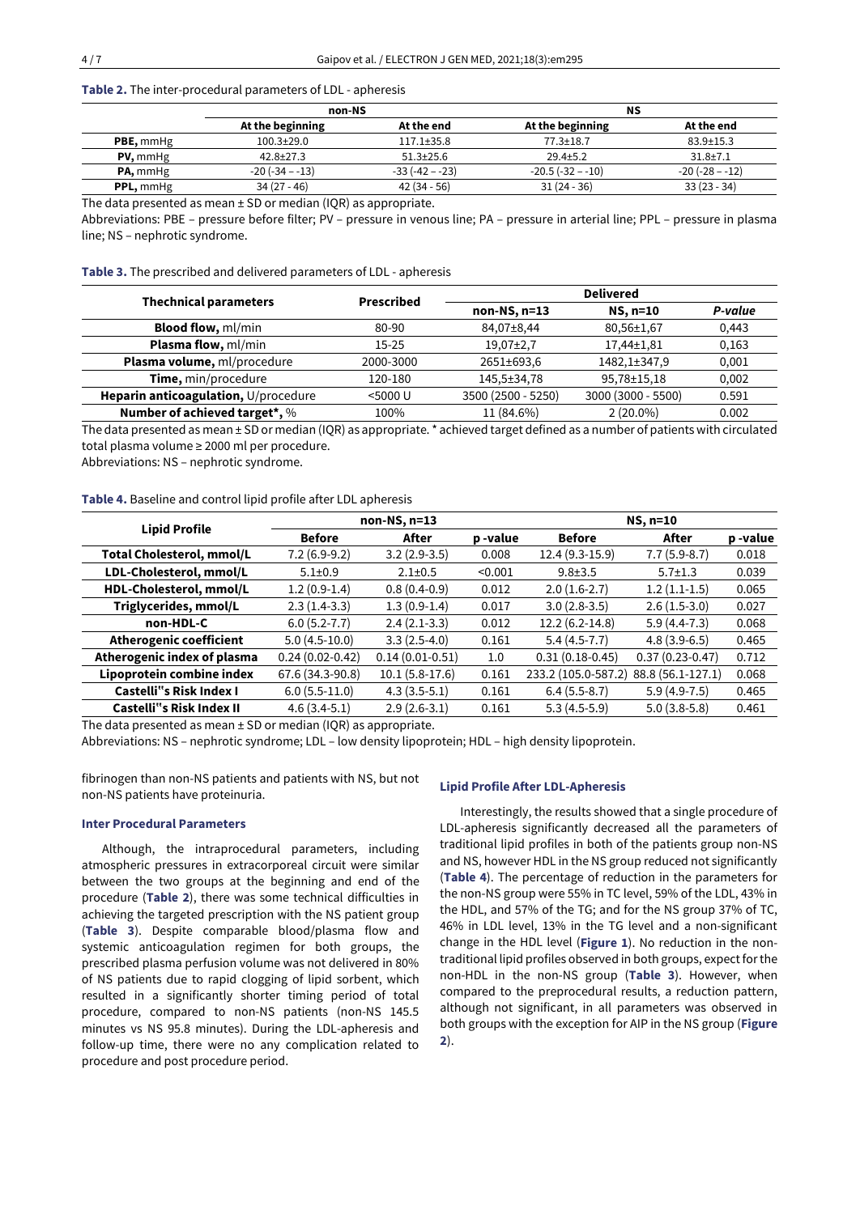**Table 2.** The inter-procedural parameters of LDL - apheresis

| | non-NS | | NS | |
|---|---|---|---|---|
| | At the beginning | At the end | At the beginning | At the end |
| **PBE,** mmHg | 100.3±29.0 | 117.1±35.8 | 77.3±18.7 | 83.9±15.3 |
| **PV,** mmHg | 42.8±27.3 | 51.3±25.6 | 29.4±5.2 | 31.8±7.1 |
| **PA,** mmHg | -20 (-34 – -13) | -33 (-42 – -23) | -20.5 (-32 – -10) | -20 (-28 – -12) |
| **PPL,** mmHg | 34 (27 - 46) | 42 (34 - 56) | 31 (24 - 36) | 33 (23 - 34) |

The data presented as mean ± SD or median (IQR) as appropriate.

Abbreviations: PBE – pressure before filter; PV – pressure in venous line; PA – pressure in arterial line; PPL – pressure in plasma line; NS – nephrotic syndrome.

**Table 3.** The prescribed and delivered parameters of LDL - apheresis

| Thechnical parameters | Prescribed | Delivered | | |
|---|---|---|---|---|
| | | non-NS, n=13 | NS, n=10 | *P-value* |
| **Blood flow,** ml/min | 80-90 | 84,07±8,44 | 80,56±1,67 | 0,443 |
| **Plasma flow,** ml/min | 15-25 | 19,07±2,7 | 17,44±1,81 | 0,163 |
| **Plasma volume,** ml/procedure | 2000-3000 | 2651±693,6 | 1482,1±347,9 | 0,001 |
| **Time,** min/procedure | 120-180 | 145,5±34,78 | 95,78±15,18 | 0,002 |
| **Heparin anticoagulation,** U/procedure | <5000 U | 3500 (2500 - 5250) | 3000 (3000 - 5500) | 0.591 |
| **Number of achieved target*,** % | 100% | 11 (84.6%) | 2 (20.0%) | 0.002 |

The data presented as mean ± SD or median (IQR) as appropriate. * achieved target defined as a number of patients with circulated total plasma volume ≥ 2000 ml per procedure.

Abbreviations: NS – nephrotic syndrome.

**Table 4.** Baseline and control lipid profile after LDL apheresis

| Lipid Profile | non-NS, n=13 | | | NS, n=10 | | |
|---|---|---|---|---|---|---|
| | Before | After | p -value | Before | After | p -value |
| **Total Cholesterol, mmol/L** | 7.2 (6.9-9.2) | 3.2 (2.9-3.5) | 0.008 | 12.4 (9.3-15.9) | 7.7 (5.9-8.7) | 0.018 |
| **LDL-Cholesterol, mmol/L** | 5.1±0.9 | 2.1±0.5 | <0.001 | 9.8±3.5 | 5.7±1.3 | 0.039 |
| **HDL-Cholesterol, mmol/L** | 1.2 (0.9-1.4) | 0.8 (0.4-0.9) | 0.012 | 2.0 (1.6-2.7) | 1.2 (1.1-1.5) | 0.065 |
| **Triglycerides, mmol/L** | 2.3 (1.4-3.3) | 1.3 (0.9-1.4) | 0.017 | 3.0 (2.8-3.5) | 2.6 (1.5-3.0) | 0.027 |
| **non-HDL-C** | 6.0 (5.2-7.7) | 2.4 (2.1-3.3) | 0.012 | 12.2 (6.2-14.8) | 5.9 (4.4-7.3) | 0.068 |
| **Atherogenic coefficient** | 5.0 (4.5-10.0) | 3.3 (2.5-4.0) | 0.161 | 5.4 (4.5-7.7) | 4.8 (3.9-6.5) | 0.465 |
| **Atherogenic index of plasma** | 0.24 (0.02-0.42) | 0.14 (0.01-0.51) | 1.0 | 0.31 (0.18-0.45) | 0.37 (0.23-0.47) | 0.712 |
| **Lipoprotein combine index** | 67.6 (34.3-90.8) | 10.1 (5.8-17.6) | 0.161 | 233.2 (105.0-587.2) | 88.8 (56.1-127.1) | 0.068 |
| **Castelli"s Risk Index I** | 6.0 (5.5-11.0) | 4.3 (3.5-5.1) | 0.161 | 6.4 (5.5-8.7) | 5.9 (4.9-7.5) | 0.465 |
| **Castelli"s Risk Index II** | 4.6 (3.4-5.1) | 2.9 (2.6-3.1) | 0.161 | 5.3 (4.5-5.9) | 5.0 (3.8-5.8) | 0.461 |

The data presented as mean ± SD or median (IQR) as appropriate.

Abbreviations: NS – nephrotic syndrome; LDL – low density lipoprotein; HDL – high density lipoprotein.

fibrinogen than non-NS patients and patients with NS, but not non-NS patients have proteinuria.

### Inter Procedural Parameters

Although, the intraprocedural parameters, including atmospheric pressures in extracorporeal circuit were similar between the two groups at the beginning and end of the procedure (**Table 2**), there was some technical difficulties in achieving the targeted prescription with the NS patient group (**Table 3**). Despite comparable blood/plasma flow and systemic anticoagulation regimen for both groups, the prescribed plasma perfusion volume was not delivered in 80% of NS patients due to rapid clogging of lipid sorbent, which resulted in a significantly shorter timing period of total procedure, compared to non-NS patients (non-NS 145.5 minutes vs NS 95.8 minutes). During the LDL-apheresis and follow-up time, there were no any complication related to procedure and post procedure period.

### Lipid Profile After LDL-Apheresis

Interestingly, the results showed that a single procedure of LDL-apheresis significantly decreased all the parameters of traditional lipid profiles in both of the patients group non-NS and NS, however HDL in the NS group reduced not significantly (**Table 4**). The percentage of reduction in the parameters for the non-NS group were 55% in TC level, 59% of the LDL, 43% in the HDL, and 57% of the TG; and for the NS group 37% of TC, 46% in LDL level, 13% in the TG level and a non-significant change in the HDL level (**Figure 1**). No reduction in the non-traditional lipid profiles observed in both groups, expect for the non-HDL in the non-NS group (**Table 3**). However, when compared to the preprocedural results, a reduction pattern, although not significant, in all parameters was observed in both groups with the exception for AIP in the NS group (**Figure 2**).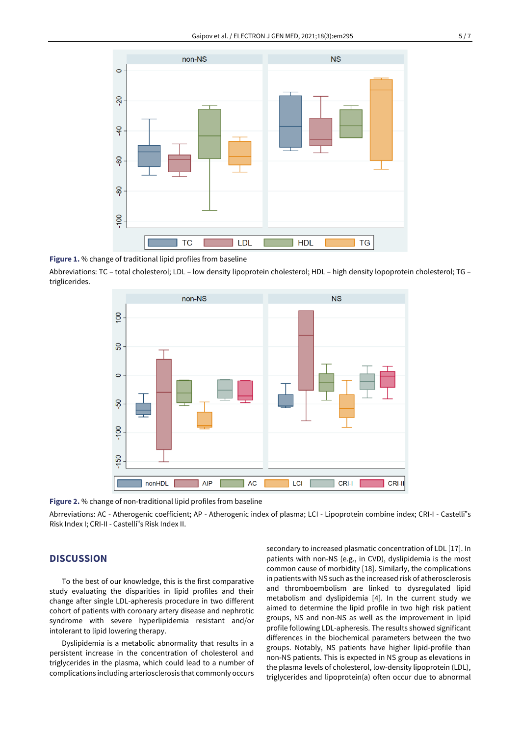**Figure 1.** % change of traditional lipid profiles from baseline

Abbreviations: TC – total cholesterol; LDL – low density lipoprotein cholesterol; HDL – high density lopoprotein cholesterol; TG – triglicerides.

**Figure 2.** % change of non-traditional lipid profiles from baseline

Abrreviations: AC - Atherogenic coefficient; AP - Atherogenic index of plasma; LCI - Lipoprotein combine index; CRI-I - Castelli"s Risk Index I; CRI-II - Castelli"s Risk Index II.

## DISCUSSION

To the best of our knowledge, this is the first comparative study evaluating the disparities in lipid profiles and their change after single LDL-apheresis procedure in two different cohort of patients with coronary artery disease and nephrotic syndrome with severe hyperlipidemia resistant and/or intolerant to lipid lowering therapy.

Dyslipidemia is a metabolic abnormality that results in a persistent increase in the concentration of cholesterol and triglycerides in the plasma, which could lead to a number of complications including arteriosclerosis that commonly occurs secondary to increased plasmatic concentration of LDL [17]. In patients with non-NS (e.g., in CVD), dyslipidemia is the most common cause of morbidity [18]. Similarly, the complications in patients with NS such as the increased risk of atherosclerosis and thromboembolism are linked to dysregulated lipid metabolism and dyslipidemia [4]. In the current study we aimed to determine the lipid profile in two high risk patient groups, NS and non-NS as well as the improvement in lipid profile following LDL-apheresis. The results showed significant differences in the biochemical parameters between the two groups. Notably, NS patients have higher lipid-profile than non-NS patients. This is expected in NS group as elevations in the plasma levels of cholesterol, low-density lipoprotein (LDL), triglycerides and lipoprotein(a) often occur due to abnormal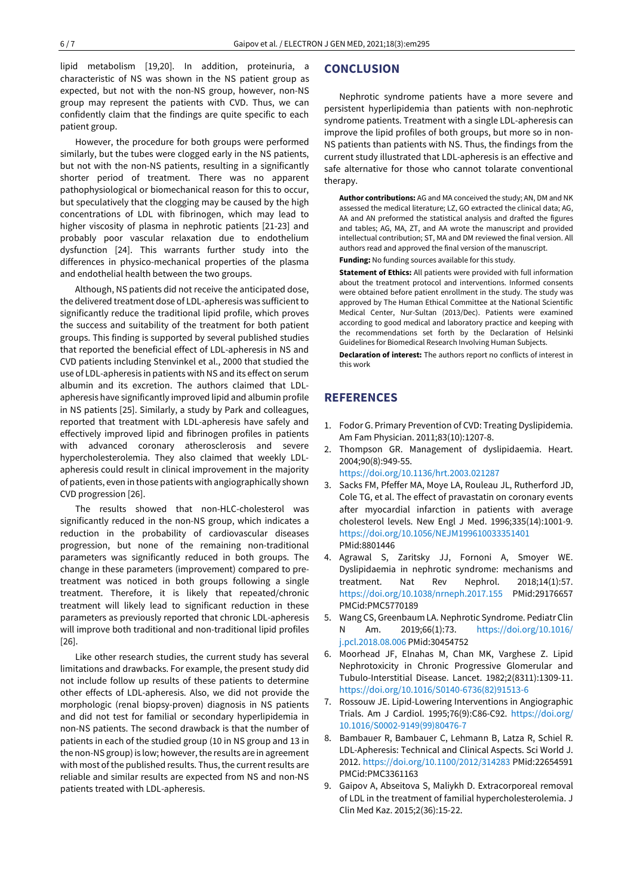lipid metabolism [19,20]. In addition, proteinuria, a characteristic of NS was shown in the NS patient group as expected, but not with the non-NS group, however, non-NS group may represent the patients with CVD. Thus, we can confidently claim that the findings are quite specific to each patient group.

However, the procedure for both groups were performed similarly, but the tubes were clogged early in the NS patients, but not with the non-NS patients, resulting in a significantly shorter period of treatment. There was no apparent pathophysiological or biomechanical reason for this to occur, but speculatively that the clogging may be caused by the high concentrations of LDL with fibrinogen, which may lead to higher viscosity of plasma in nephrotic patients [21-23] and probably poor vascular relaxation due to endothelium dysfunction [24]. This warrants further study into the differences in physico-mechanical properties of the plasma and endothelial health between the two groups.

Although, NS patients did not receive the anticipated dose, the delivered treatment dose of LDL-apheresis was sufficient to significantly reduce the traditional lipid profile, which proves the success and suitability of the treatment for both patient groups. This finding is supported by several published studies that reported the beneficial effect of LDL-apheresis in NS and CVD patients including Stenvinkel et al., 2000 that studied the use of LDL-apheresis in patients with NS and its effect on serum albumin and its excretion. The authors claimed that LDL-apheresis have significantly improved lipid and albumin profile in NS patients [25]. Similarly, a study by Park and colleagues, reported that treatment with LDL-apheresis have safely and effectively improved lipid and fibrinogen profiles in patients with advanced coronary atherosclerosis and severe hypercholesterolemia. They also claimed that weekly LDL-apheresis could result in clinical improvement in the majority of patients, even in those patients with angiographically shown CVD progression [26].

The results showed that non-HLC-cholesterol was significantly reduced in the non-NS group, which indicates a reduction in the probability of cardiovascular diseases progression, but none of the remaining non-traditional parameters was significantly reduced in both groups. The change in these parameters (improvement) compared to pre-treatment was noticed in both groups following a single treatment. Therefore, it is likely that repeated/chronic treatment will likely lead to significant reduction in these parameters as previously reported that chronic LDL-apheresis will improve both traditional and non-traditional lipid profiles [26].

Like other research studies, the current study has several limitations and drawbacks. For example, the present study did not include follow up results of these patients to determine other effects of LDL-apheresis. Also, we did not provide the morphologic (renal biopsy-proven) diagnosis in NS patients and did not test for familial or secondary hyperlipidemia in non-NS patients. The second drawback is that the number of patients in each of the studied group (10 in NS group and 13 in the non-NS group) is low; however, the results are in agreement with most of the published results. Thus, the current results are reliable and similar results are expected from NS and non-NS patients treated with LDL-apheresis.

## CONCLUSION

Nephrotic syndrome patients have a more severe and persistent hyperlipidemia than patients with non-nephrotic syndrome patients. Treatment with a single LDL-apheresis can improve the lipid profiles of both groups, but more so in non-NS patients than patients with NS. Thus, the findings from the current study illustrated that LDL-apheresis is an effective and safe alternative for those who cannot tolarate conventional therapy.

**Author contributions:** AG and MA conceived the study; AN, DM and NK assessed the medical literature; LZ, GO extracted the clinical data; AG, AA and AN preformed the statistical analysis and drafted the figures and tables; AG, MA, ZT, and AA wrote the manuscript and provided intellectual contribution; ST, MA and DM reviewed the final version. All authors read and approved the final version of the manuscript.

**Funding:** No funding sources available for this study.

**Statement of Ethics:** All patients were provided with full information about the treatment protocol and interventions. Informed consents were obtained before patient enrollment in the study. The study was approved by The Human Ethical Committee at the National Scientific Medical Center, Nur-Sultan (2013/Dec). Patients were examined according to good medical and laboratory practice and keeping with the recommendations set forth by the Declaration of Helsinki Guidelines for Biomedical Research Involving Human Subjects.

**Declaration of interest:** The authors report no conflicts of interest in this work

## REFERENCES

1. Fodor G. Primary Prevention of CVD: Treating Dyslipidemia. Am Fam Physician. 2011;83(10):1207-8.
2. Thompson GR. Management of dyslipidaemia. Heart. 2004;90(8):949-55. https://doi.org/10.1136/hrt.2003.021287
3. Sacks FM, Pfeffer MA, Moye LA, Rouleau JL, Rutherford JD, Cole TG, et al. The effect of pravastatin on coronary events after myocardial infarction in patients with average cholesterol levels. New Engl J Med. 1996;335(14):1001-9. https://doi.org/10.1056/NEJM199610033351401 PMid:8801446
4. Agrawal S, Zaritsky JJ, Fornoni A, Smoyer WE. Dyslipidaemia in nephrotic syndrome: mechanisms and treatment. Nat Rev Nephrol. 2018;14(1):57. https://doi.org/10.1038/nrneph.2017.155 PMid:29176657 PMCid:PMC5770189
5. Wang CS, Greenbaum LA. Nephrotic Syndrome. Pediatr Clin N Am. 2019;66(1):73. https://doi.org/10.1016/j.pcl.2018.08.006 PMid:30454752
6. Moorhead JF, Elnahas M, Chan MK, Varghese Z. Lipid Nephrotoxicity in Chronic Progressive Glomerular and Tubulo-Interstitial Disease. Lancet. 1982;2(8311):1309-11. https://doi.org/10.1016/S0140-6736(82)91513-6
7. Rossouw JE. Lipid-Lowering Interventions in Angiographic Trials. Am J Cardiol. 1995;76(9):C86-C92. https://doi.org/10.1016/S0002-9149(99)80476-7
8. Bambauer R, Bambauer C, Lehmann B, Latza R, Schiel R. LDL-Apheresis: Technical and Clinical Aspects. Sci World J. 2012. https://doi.org/10.1100/2012/314283 PMid:22654591 PMCid:PMC3361163
9. Gaipov A, Abseitova S, Maliykh D. Extracorporeal removal of LDL in the treatment of familial hypercholesterolemia. J Clin Med Kaz. 2015;2(36):15-22.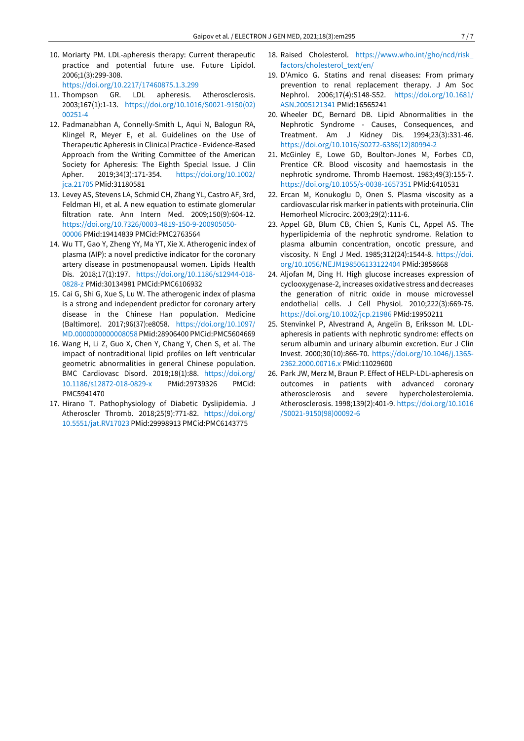10. Moriarty PM. LDL-apheresis therapy: Current therapeutic practice and potential future use. Future Lipidol. 2006;1(3):299-308. https://doi.org/10.2217/17460875.1.3.299
11. Thompson GR. LDL apheresis. Atherosclerosis. 2003;167(1):1-13. https://doi.org/10.1016/S0021-9150(02)00251-4
12. Padmanabhan A, Connelly-Smith L, Aqui N, Balogun RA, Klingel R, Meyer E, et al. Guidelines on the Use of Therapeutic Apheresis in Clinical Practice - Evidence-Based Approach from the Writing Committee of the American Society for Apheresis: The Eighth Special Issue. J Clin Apher. 2019;34(3):171-354. https://doi.org/10.1002/jca.21705 PMid:31180581
13. Levey AS, Stevens LA, Schmid CH, Zhang YL, Castro AF, 3rd, Feldman HI, et al. A new equation to estimate glomerular filtration rate. Ann Intern Med. 2009;150(9):604-12. https://doi.org/10.7326/0003-4819-150-9-200905050-00006 PMid:19414839 PMCid:PMC2763564
14. Wu TT, Gao Y, Zheng YY, Ma YT, Xie X. Atherogenic index of plasma (AIP): a novel predictive indicator for the coronary artery disease in postmenopausal women. Lipids Health Dis. 2018;17(1):197. https://doi.org/10.1186/s12944-018-0828-z PMid:30134981 PMCid:PMC6106932
15. Cai G, Shi G, Xue S, Lu W. The atherogenic index of plasma is a strong and independent predictor for coronary artery disease in the Chinese Han population. Medicine (Baltimore). 2017;96(37):e8058. https://doi.org/10.1097/MD.0000000000008058 PMid:28906400 PMCid:PMC5604669
16. Wang H, Li Z, Guo X, Chen Y, Chang Y, Chen S, et al. The impact of nontraditional lipid profiles on left ventricular geometric abnormalities in general Chinese population. BMC Cardiovasc Disord. 2018;18(1):88. https://doi.org/10.1186/s12872-018-0829-x PMid:29739326 PMCid: PMC5941470
17. Hirano T. Pathophysiology of Diabetic Dyslipidemia. J Atheroscler Thromb. 2018;25(9):771-82. https://doi.org/10.5551/jat.RV17023 PMid:29998913 PMCid:PMC6143775
18. Raised Cholesterol. https://www.who.int/gho/ncd/risk_factors/cholesterol_text/en/
19. D'Amico G. Statins and renal diseases: From primary prevention to renal replacement therapy. J Am Soc Nephrol. 2006;17(4):S148-S52. https://doi.org/10.1681/ASN.2005121341 PMid:16565241
20. Wheeler DC, Bernard DB. Lipid Abnormalities in the Nephrotic Syndrome - Causes, Consequences, and Treatment. Am J Kidney Dis. 1994;23(3):331-46. https://doi.org/10.1016/S0272-6386(12)80994-2
21. McGinley E, Lowe GD, Boulton-Jones M, Forbes CD, Prentice CR. Blood viscosity and haemostasis in the nephrotic syndrome. Thromb Haemost. 1983;49(3):155-7. https://doi.org/10.1055/s-0038-1657351 PMid:6410531
22. Ercan M, Konukoglu D, Onen S. Plasma viscosity as a cardiovascular risk marker in patients with proteinuria. Clin Hemorheol Microcirc. 2003;29(2):111-6.
23. Appel GB, Blum CB, Chien S, Kunis CL, Appel AS. The hyperlipidemia of the nephrotic syndrome. Relation to plasma albumin concentration, oncotic pressure, and viscosity. N Engl J Med. 1985;312(24):1544-8. https://doi.org/10.1056/NEJM198506133122404 PMid:3858668
24. Aljofan M, Ding H. High glucose increases expression of cyclooxygenase-2, increases oxidative stress and decreases the generation of nitric oxide in mouse microvessel endothelial cells. J Cell Physiol. 2010;222(3):669-75. https://doi.org/10.1002/jcp.21986 PMid:19950211
25. Stenvinkel P, Alvestrand A, Angelin B, Eriksson M. LDL-apheresis in patients with nephrotic syndrome: effects on serum albumin and urinary albumin excretion. Eur J Clin Invest. 2000;30(10):866-70. https://doi.org/10.1046/j.1365-2362.2000.00716.x PMid:11029600
26. Park JW, Merz M, Braun P. Effect of HELP-LDL-apheresis on outcomes in patients with advanced coronary atherosclerosis and severe hypercholesterolemia. Atherosclerosis. 1998;139(2):401-9. https://doi.org/10.1016/S0021-9150(98)00092-6